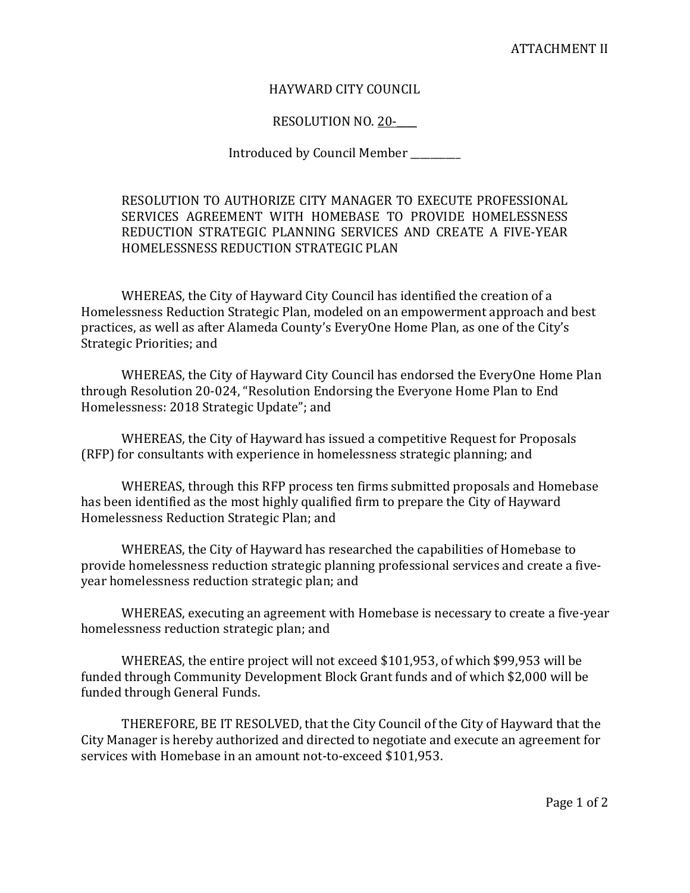ATTACHMENT II

HAYWARD CITY COUNCIL

RESOLUTION NO. 20-____

Introduced by Council Member __________

RESOLUTION TO AUTHORIZE CITY MANAGER TO EXECUTE PROFESSIONAL SERVICES AGREEMENT WITH HOMEBASE TO PROVIDE HOMELESSNESS REDUCTION STRATEGIC PLANNING SERVICES AND CREATE A FIVE-YEAR HOMELESSNESS REDUCTION STRATEGIC PLAN

WHEREAS, the City of Hayward City Council has identified the creation of a Homelessness Reduction Strategic Plan, modeled on an empowerment approach and best practices, as well as after Alameda County's EveryOne Home Plan, as one of the City's Strategic Priorities; and

WHEREAS, the City of Hayward City Council has endorsed the EveryOne Home Plan through Resolution 20-024, "Resolution Endorsing the Everyone Home Plan to End Homelessness: 2018 Strategic Update"; and

WHEREAS, the City of Hayward has issued a competitive Request for Proposals (RFP) for consultants with experience in homelessness strategic planning; and

WHEREAS, through this RFP process ten firms submitted proposals and Homebase has been identified as the most highly qualified firm to prepare the City of Hayward Homelessness Reduction Strategic Plan; and

WHEREAS, the City of Hayward has researched the capabilities of Homebase to provide homelessness reduction strategic planning professional services and create a five-year homelessness reduction strategic plan; and

WHEREAS, executing an agreement with Homebase is necessary to create a five-year homelessness reduction strategic plan; and

WHEREAS, the entire project will not exceed $101,953, of which $99,953 will be funded through Community Development Block Grant funds and of which $2,000 will be funded through General Funds.

THEREFORE, BE IT RESOLVED, that the City Council of the City of Hayward that the City Manager is hereby authorized and directed to negotiate and execute an agreement for services with Homebase in an amount not-to-exceed $101,953.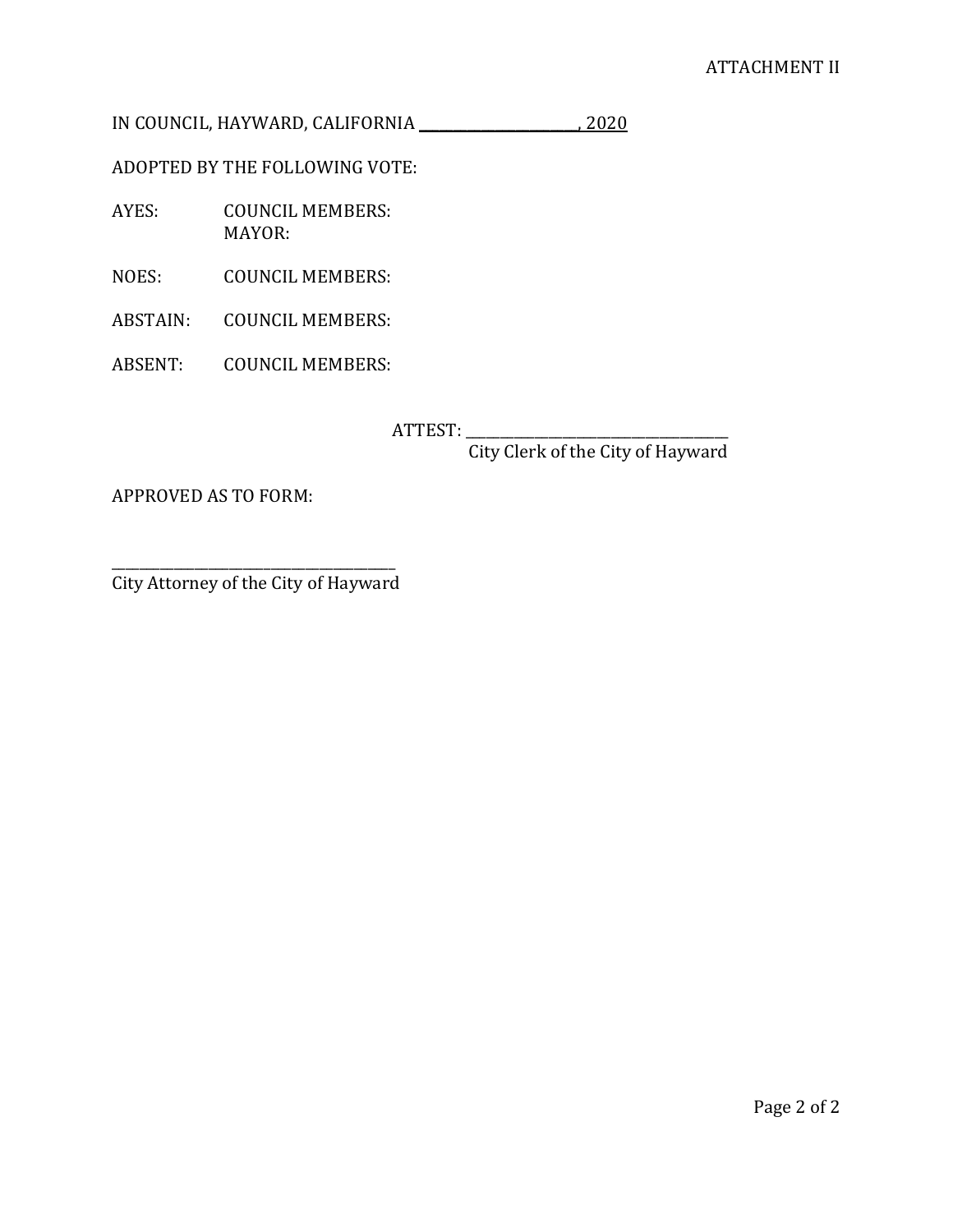ATTACHMENT II

IN COUNCIL, HAYWARD, CALIFORNIA ____________________, 2020

ADOPTED BY THE FOLLOWING VOTE:

AYES: COUNCIL MEMBERS:
MAYOR:

NOES: COUNCIL MEMBERS:

ABSTAIN: COUNCIL MEMBERS:

ABSENT: COUNCIL MEMBERS:

ATTEST: ________________________________
City Clerk of the City of Hayward

APPROVED AS TO FORM:

________________________________
City Attorney of the City of Hayward